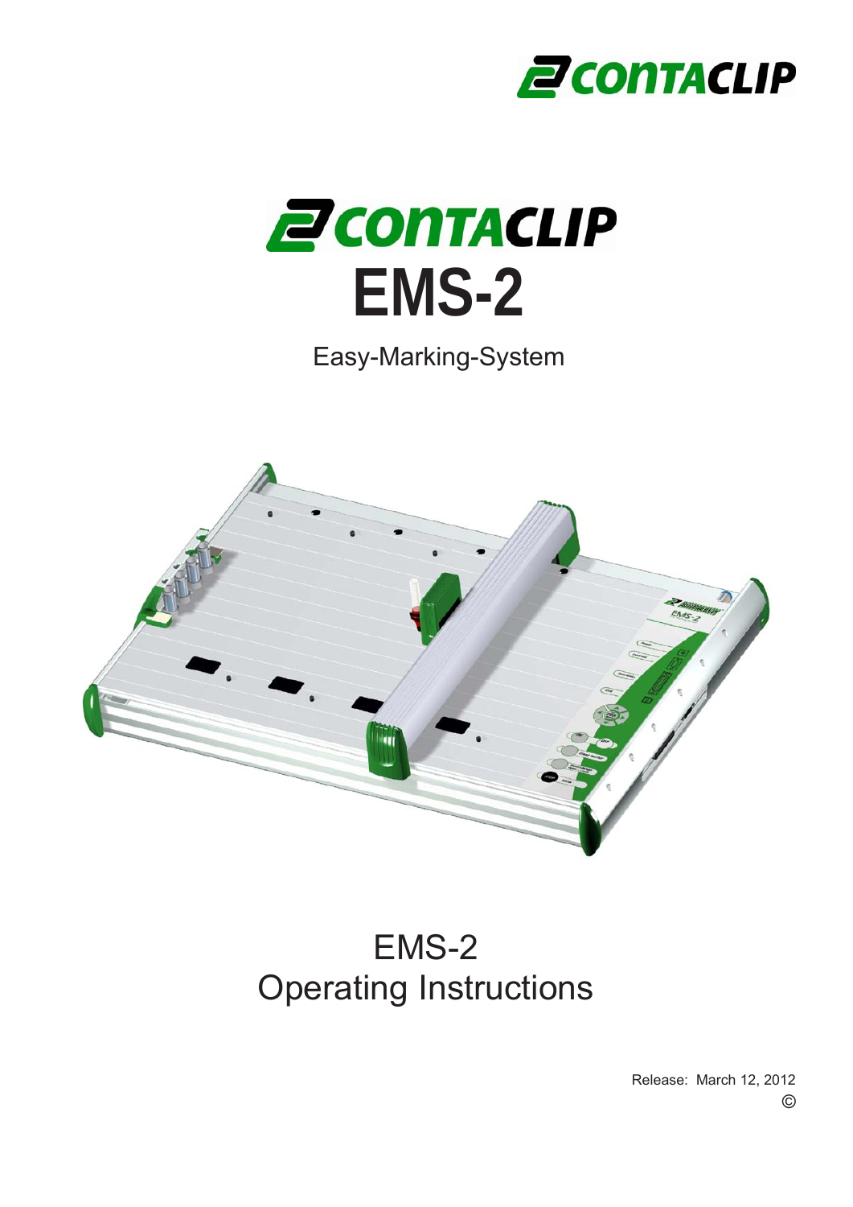CONTACLIP

# CONTACLIP EMS-2

Easy-Marking-System

EMS-2
Operating Instructions

Release: March 12, 2012
©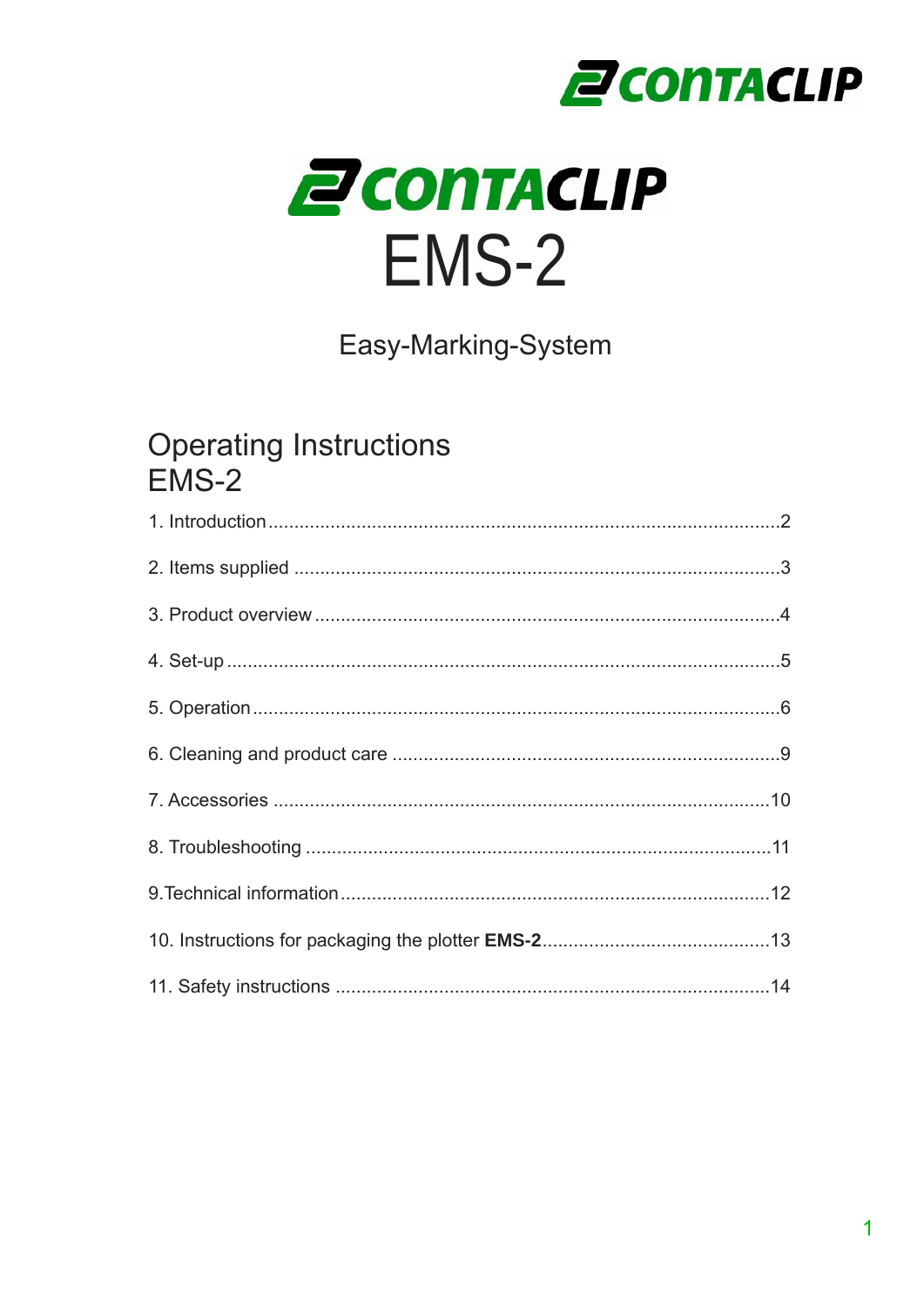# CONTACLIP

# EMS-2

Easy-Marking-System

## Operating Instructions EMS-2

1. Introduction ..................................................................................................2
2. Items supplied ...............................................................................................3
3. Product overview ...........................................................................................4
4. Set-up ...........................................................................................................5
5. Operation ......................................................................................................6
6. Cleaning and product care .............................................................................9
7. Accessories ..................................................................................................10
8. Troubleshooting ...........................................................................................11
9. Technical information ...................................................................................12
10. Instructions for packaging the plotter **EMS-2**.............................................13
11. Safety instructions .......................................................................................14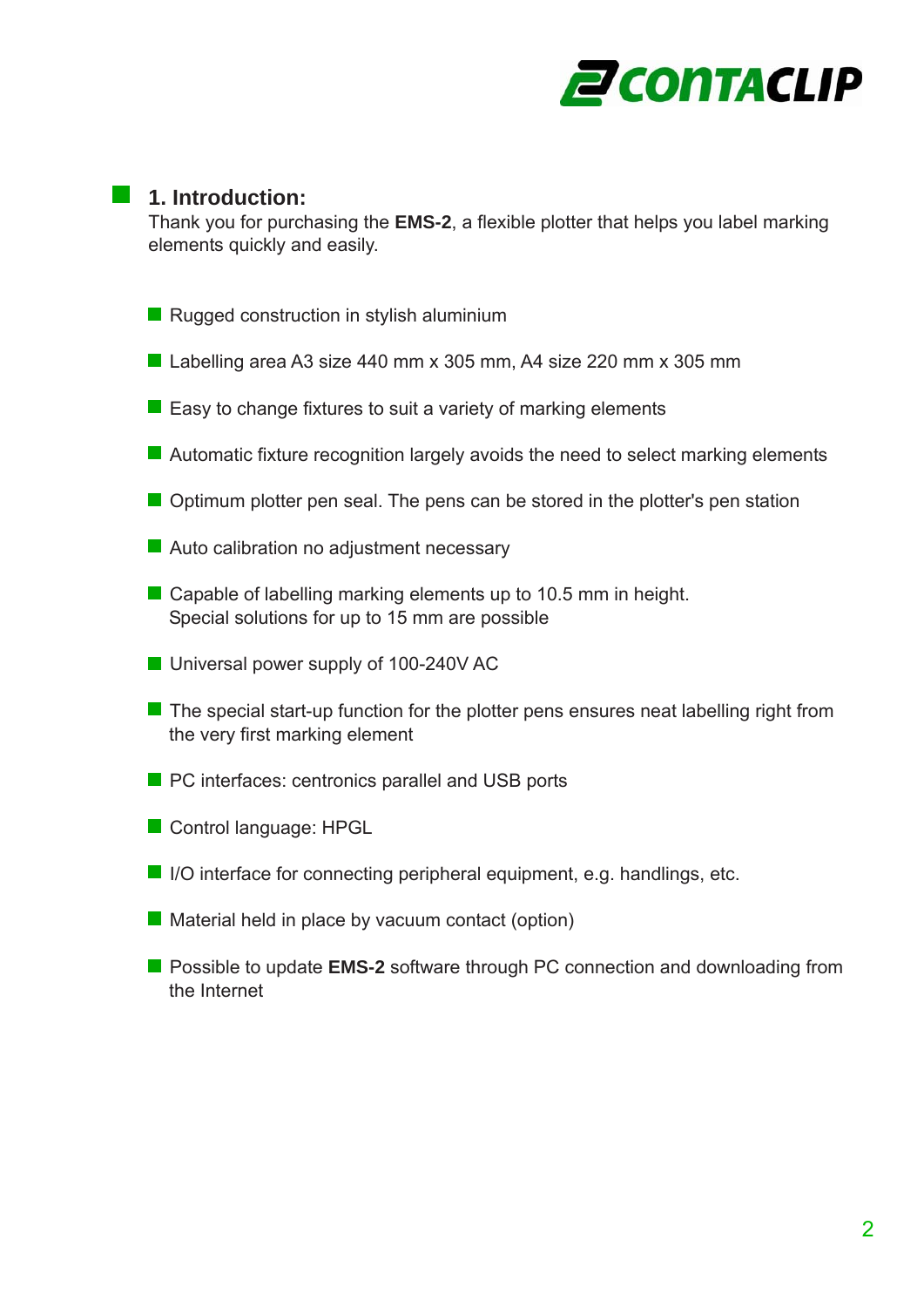## 1. Introduction:

Thank you for purchasing the **EMS-2**, a flexible plotter that helps you label marking elements quickly and easily.

- Rugged construction in stylish aluminium
- Labelling area A3 size 440 mm x 305 mm, A4 size 220 mm x 305 mm
- Easy to change fixtures to suit a variety of marking elements
- Automatic fixture recognition largely avoids the need to select marking elements
- Optimum plotter pen seal. The pens can be stored in the plotter's pen station
- Auto calibration no adjustment necessary
- Capable of labelling marking elements up to 10.5 mm in height.
  Special solutions for up to 15 mm are possible
- Universal power supply of 100-240V AC
- The special start-up function for the plotter pens ensures neat labelling right from the very first marking element
- PC interfaces: centronics parallel and USB ports
- Control language: HPGL
- I/O interface for connecting peripheral equipment, e.g. handlings, etc.
- Material held in place by vacuum contact (option)
- Possible to update **EMS-2** software through PC connection and downloading from the Internet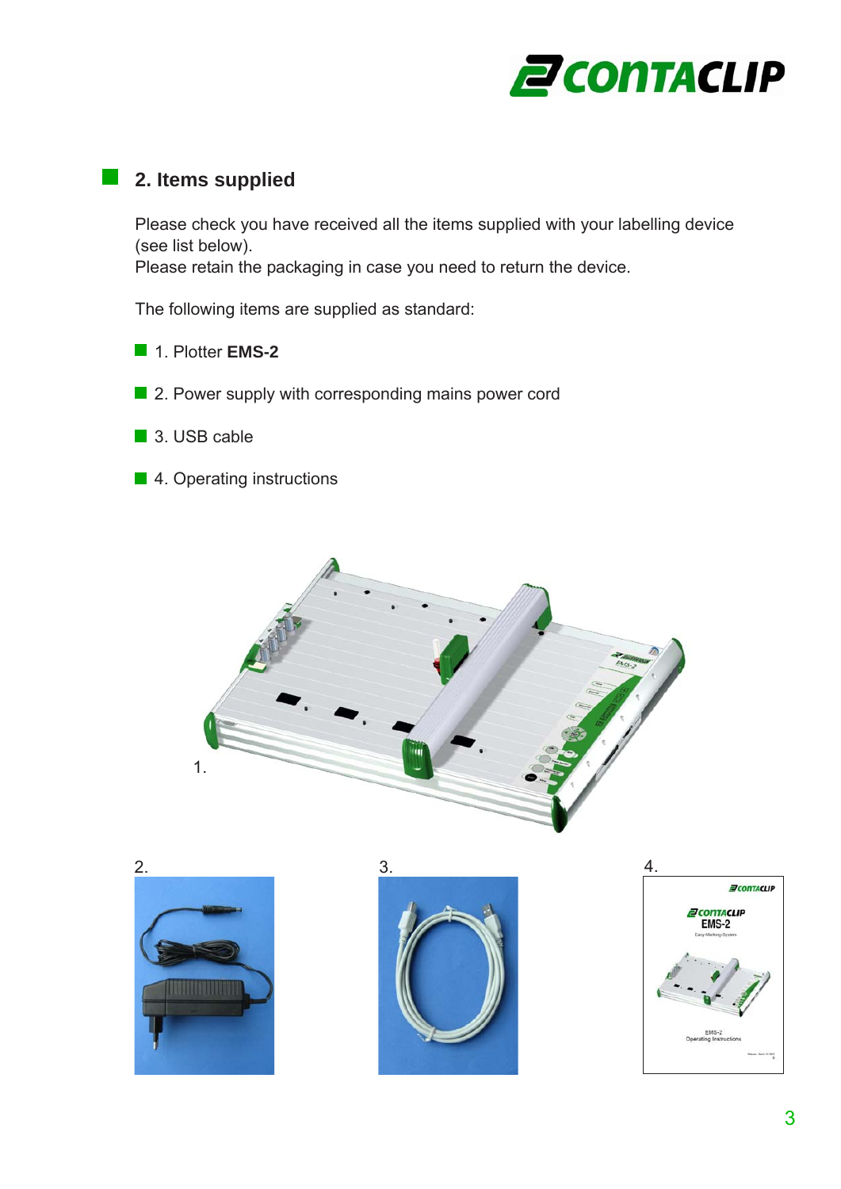## 2. Items supplied

Please check you have received all the items supplied with your labelling device (see list below).
Please retain the packaging in case you need to return the device.

The following items are supplied as standard:

- 1. Plotter **EMS-2**
- 2. Power supply with corresponding mains power cord
- 3. USB cable
- 4. Operating instructions

1.

2.

3.

4.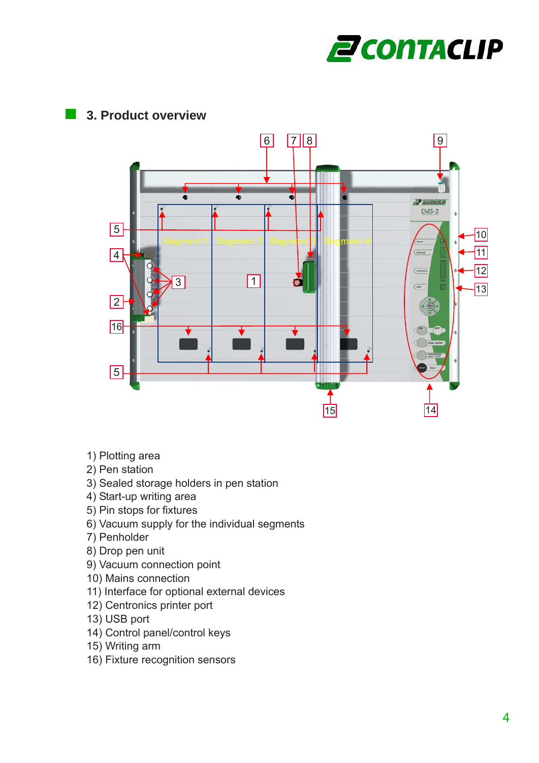## 3. Product overview

1) Plotting area
2) Pen station
3) Sealed storage holders in pen station
4) Start-up writing area
5) Pin stops for fixtures
6) Vacuum supply for the individual segments
7) Penholder
8) Drop pen unit
9) Vacuum connection point
10) Mains connection
11) Interface for optional external devices
12) Centronics printer port
13) USB port
14) Control panel/control keys
15) Writing arm
16) Fixture recognition sensors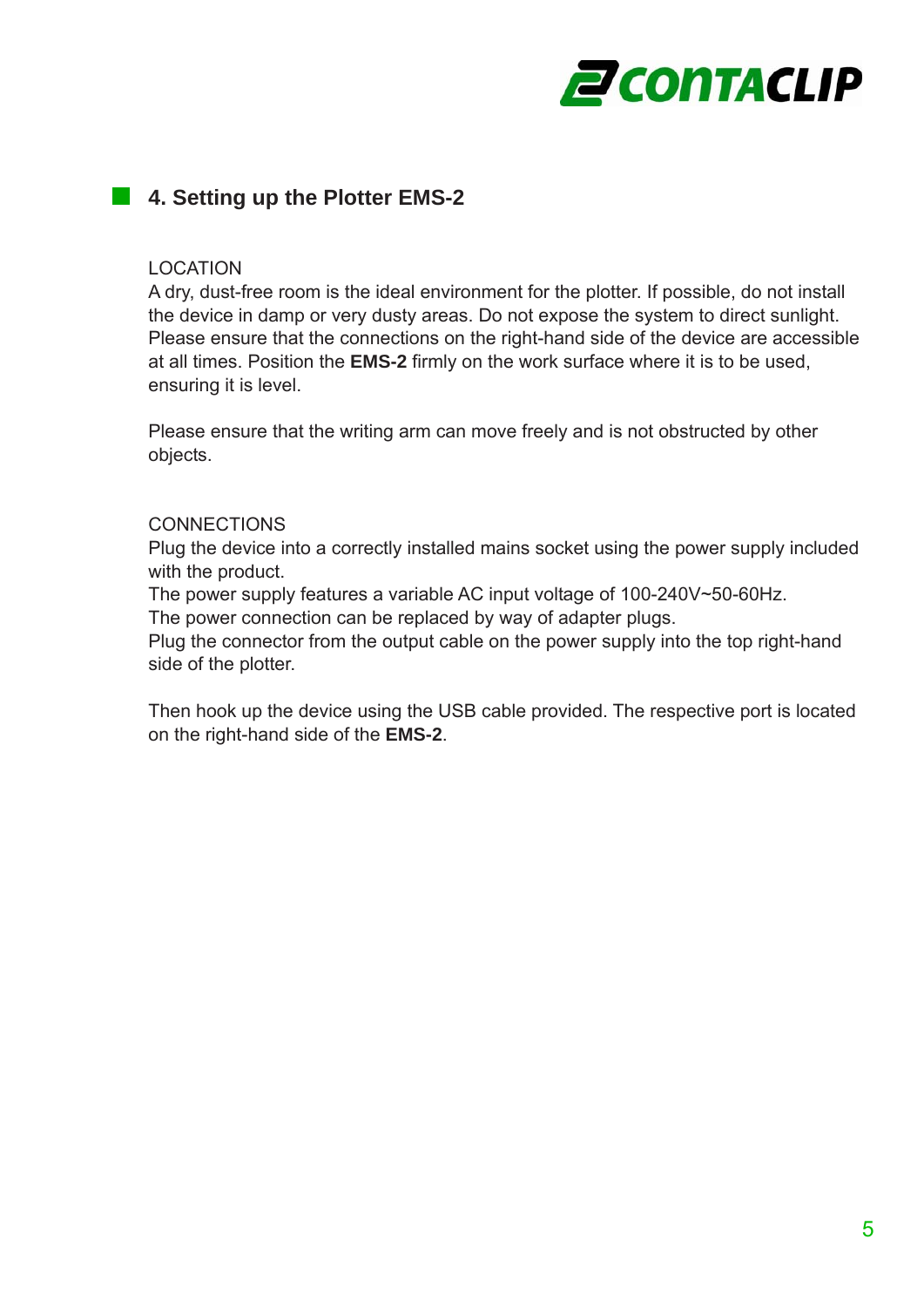## 4. Setting up the Plotter EMS-2

LOCATION

A dry, dust-free room is the ideal environment for the plotter. If possible, do not install the device in damp or very dusty areas. Do not expose the system to direct sunlight. Please ensure that the connections on the right-hand side of the device are accessible at all times. Position the **EMS-2** firmly on the work surface where it is to be used, ensuring it is level.

Please ensure that the writing arm can move freely and is not obstructed by other objects.

CONNECTIONS

Plug the device into a correctly installed mains socket using the power supply included with the product.
The power supply features a variable AC input voltage of 100-240V~50-60Hz.
The power connection can be replaced by way of adapter plugs.
Plug the connector from the output cable on the power supply into the top right-hand side of the plotter.

Then hook up the device using the USB cable provided. The respective port is located on the right-hand side of the **EMS-2**.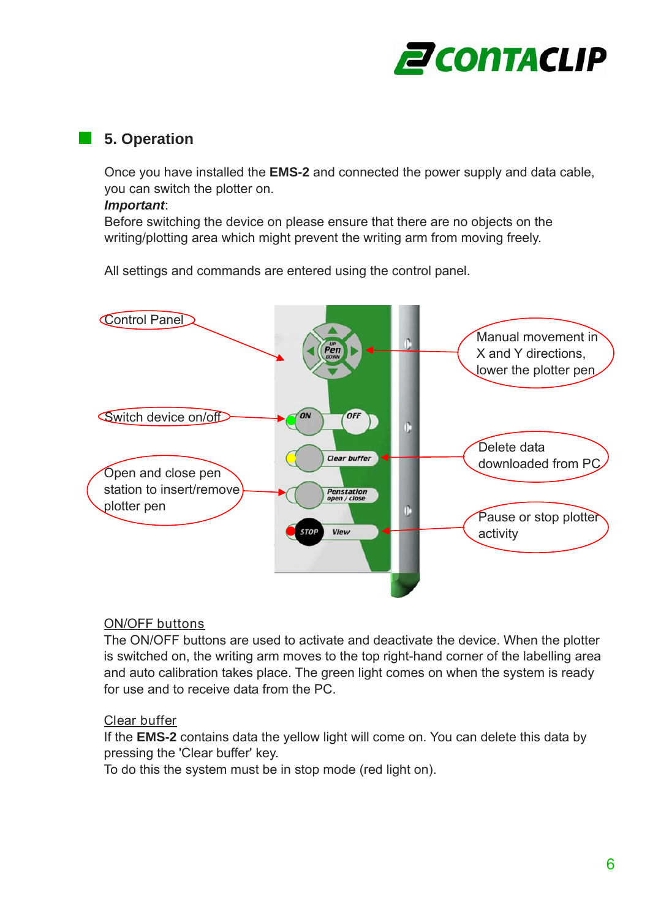## 5. Operation

Once you have installed the **EMS-2** and connected the power supply and data cable, you can switch the plotter on.
***Important***:
Before switching the device on please ensure that there are no objects on the writing/plotting area which might prevent the writing arm from moving freely.

All settings and commands are entered using the control panel.

Control Panel

Manual movement in X and Y directions, lower the plotter pen

Switch device on/off

Delete data downloaded from PC

Open and close pen station to insert/remove plotter pen

Pause or stop plotter activity

ON/OFF buttons
The ON/OFF buttons are used to activate and deactivate the device. When the plotter is switched on, the writing arm moves to the top right-hand corner of the labelling area and auto calibration takes place. The green light comes on when the system is ready for use and to receive data from the PC.

Clear buffer
If the **EMS-2** contains data the yellow light will come on. You can delete this data by pressing the 'Clear buffer' key.
To do this the system must be in stop mode (red light on).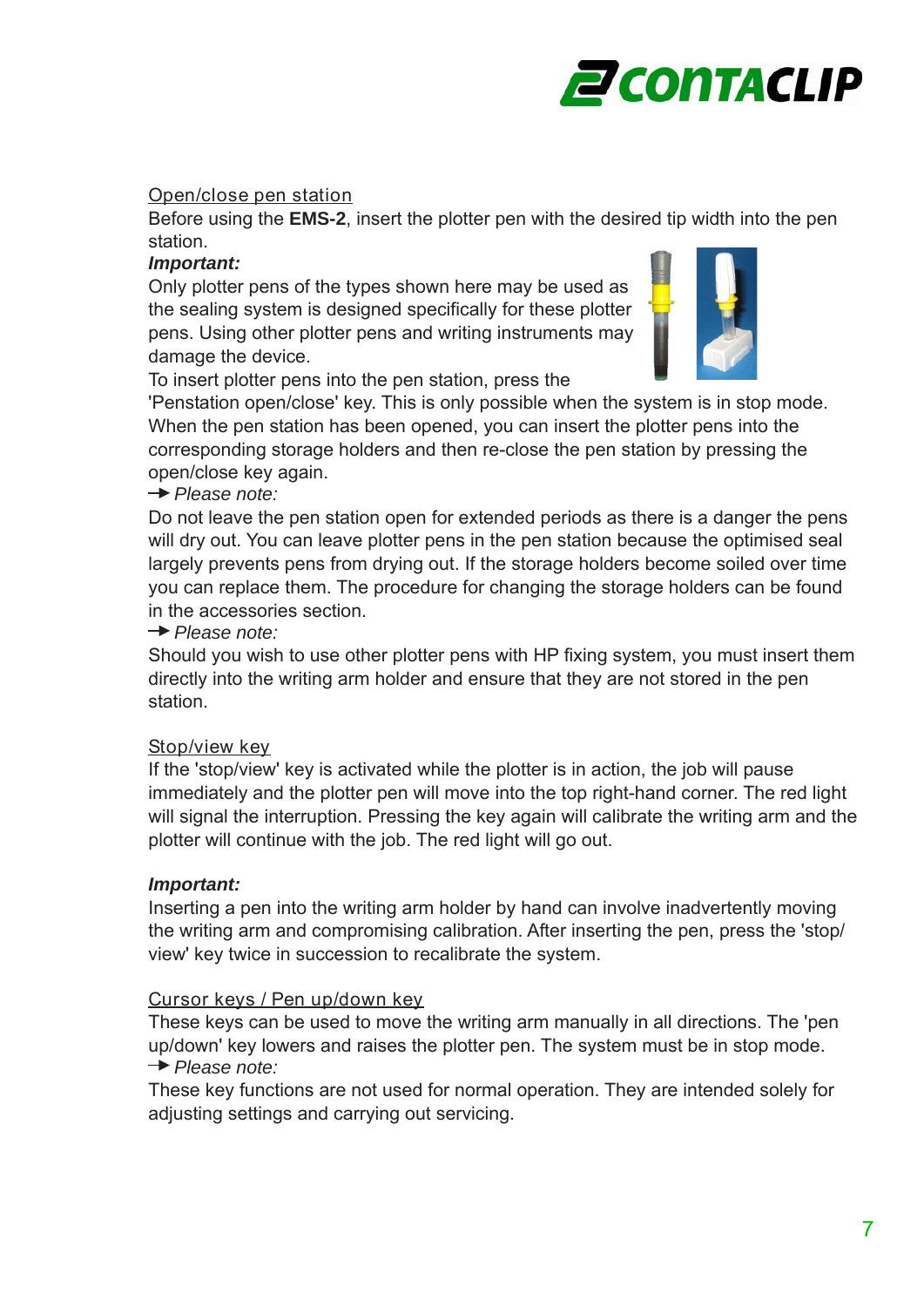Open/close pen station

Before using the **EMS-2**, insert the plotter pen with the desired tip width into the pen station.

***Important:***

Only plotter pens of the types shown here may be used as the sealing system is designed specifically for these plotter pens. Using other plotter pens and writing instruments may damage the device.

To insert plotter pens into the pen station, press the 'Penstation open/close' key. This is only possible when the system is in stop mode. When the pen station has been opened, you can insert the plotter pens into the corresponding storage holders and then re-close the pen station by pressing the open/close key again.

→ *Please note:*

Do not leave the pen station open for extended periods as there is a danger the pens will dry out. You can leave plotter pens in the pen station because the optimised seal largely prevents pens from drying out. If the storage holders become soiled over time you can replace them. The procedure for changing the storage holders can be found in the accessories section.

→ *Please note:*

Should you wish to use other plotter pens with HP fixing system, you must insert them directly into the writing arm holder and ensure that they are not stored in the pen station.

Stop/view key

If the 'stop/view' key is activated while the plotter is in action, the job will pause immediately and the plotter pen will move into the top right-hand corner. The red light will signal the interruption. Pressing the key again will calibrate the writing arm and the plotter will continue with the job. The red light will go out.

***Important:***

Inserting a pen into the writing arm holder by hand can involve inadvertently moving the writing arm and compromising calibration. After inserting the pen, press the 'stop/view' key twice in succession to recalibrate the system.

Cursor keys / Pen up/down key

These keys can be used to move the writing arm manually in all directions. The 'pen up/down' key lowers and raises the plotter pen. The system must be in stop mode.

→ *Please note:*

These key functions are not used for normal operation. They are intended solely for adjusting settings and carrying out servicing.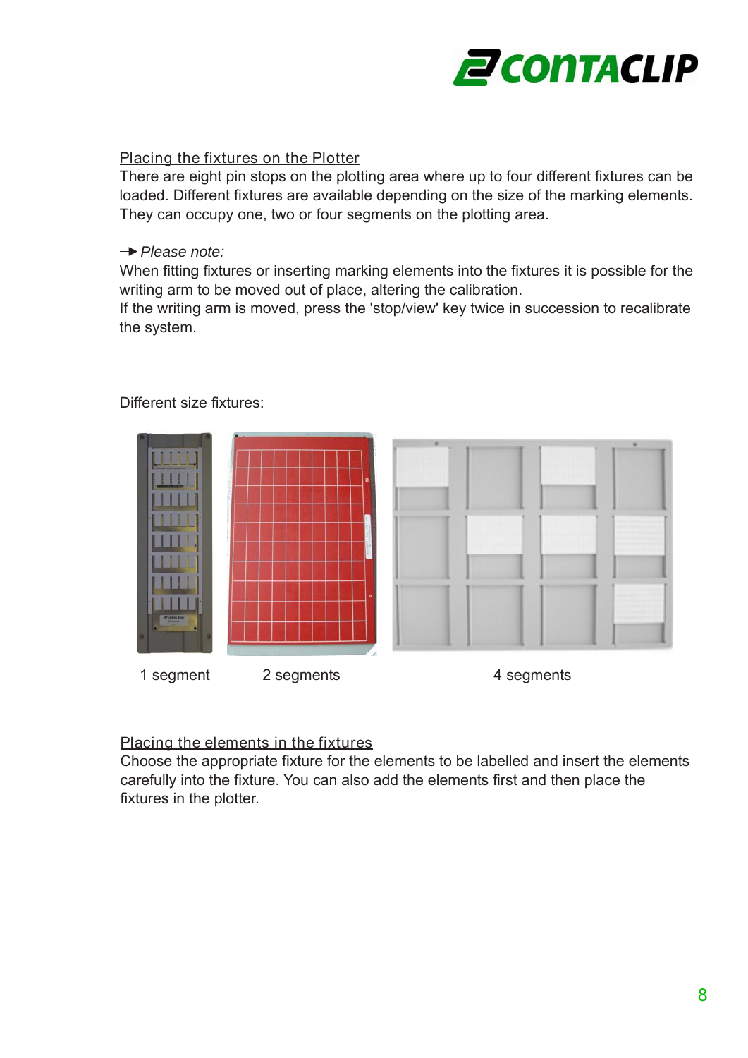Placing the fixtures on the Plotter

There are eight pin stops on the plotting area where up to four different fixtures can be loaded. Different fixtures are available depending on the size of the marking elements. They can occupy one, two or four segments on the plotting area.

→ *Please note:*

When fitting fixtures or inserting marking elements into the fixtures it is possible for the writing arm to be moved out of place, altering the calibration.
If the writing arm is moved, press the 'stop/view' key twice in succession to recalibrate the system.

Different size fixtures:

1 segment    2 segments    4 segments

Placing the elements in the fixtures

Choose the appropriate fixture for the elements to be labelled and insert the elements carefully into the fixture. You can also add the elements first and then place the fixtures in the plotter.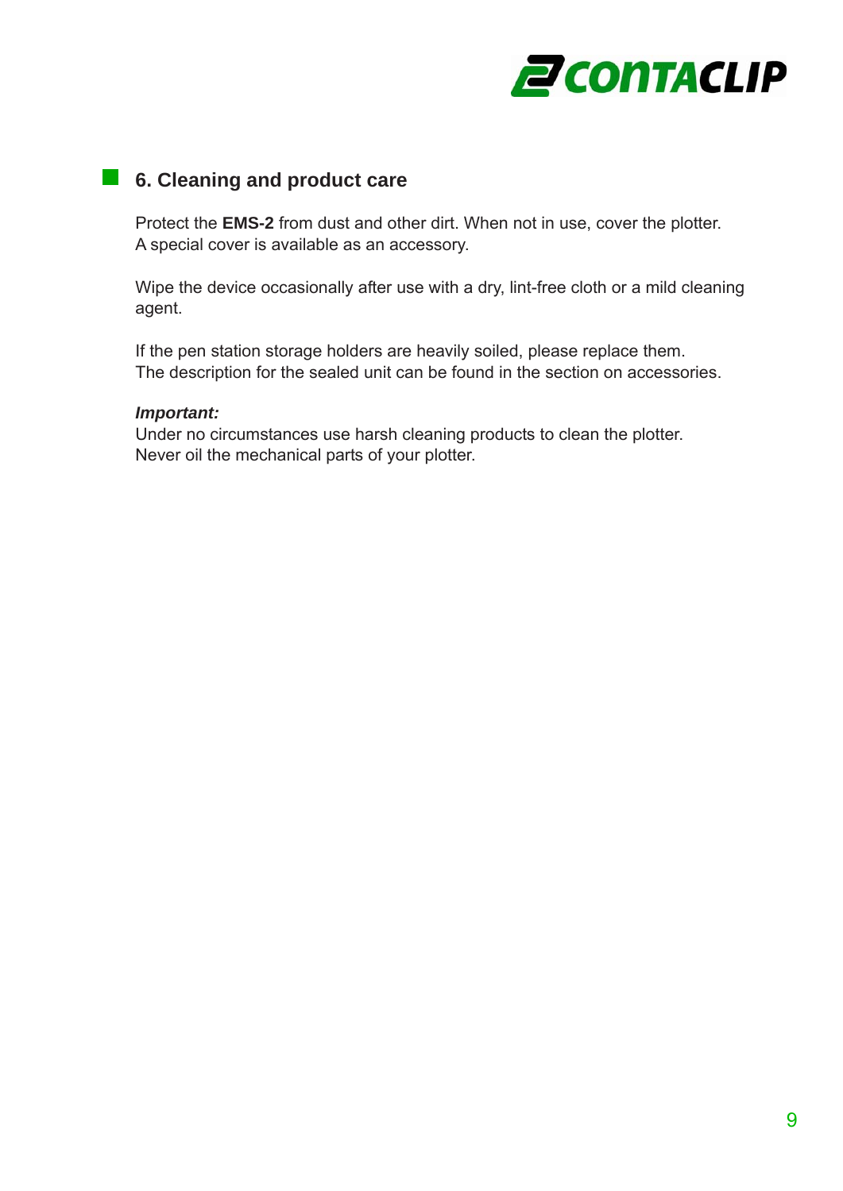## 6. Cleaning and product care

Protect the **EMS-2** from dust and other dirt. When not in use, cover the plotter. A special cover is available as an accessory.

Wipe the device occasionally after use with a dry, lint-free cloth or a mild cleaning agent.

If the pen station storage holders are heavily soiled, please replace them. The description for the sealed unit can be found in the section on accessories.

***Important:***
Under no circumstances use harsh cleaning products to clean the plotter. Never oil the mechanical parts of your plotter.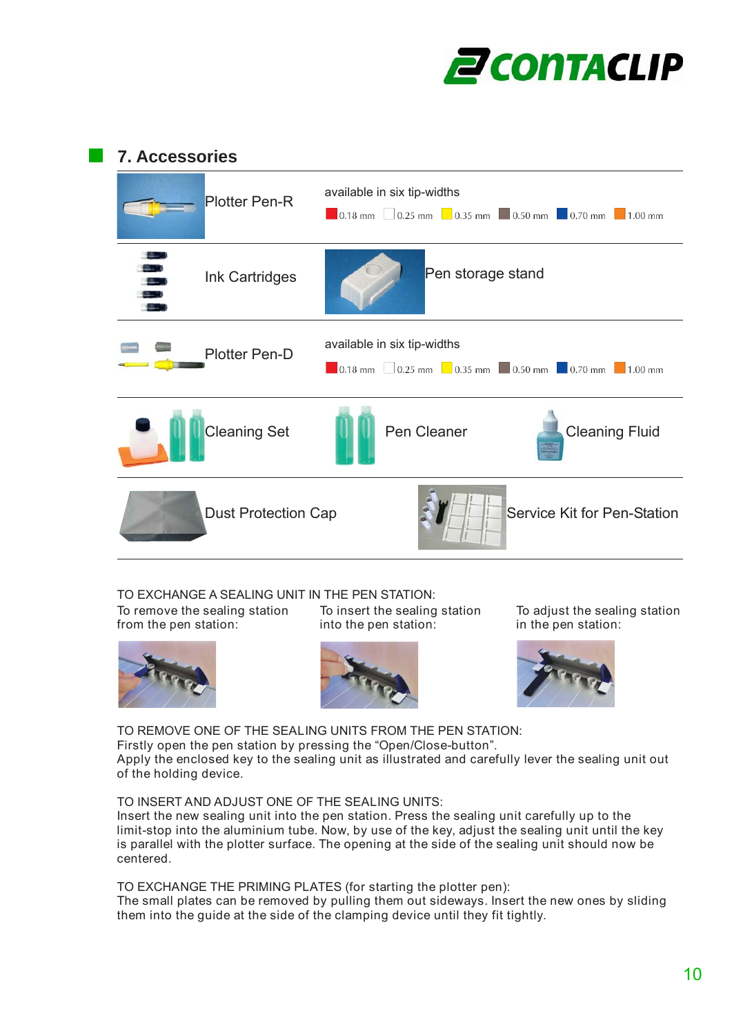## 7. Accessories

| | | |
|---|---|---|
| Plotter Pen-R | available in six tip-widths: 0.18 mm, 0.25 mm, 0.35 mm, 0.50 mm, 0.70 mm, 1.00 mm | |
| Ink Cartridges | Pen storage stand | |
| Plotter Pen-D | available in six tip-widths: 0.18 mm, 0.25 mm, 0.35 mm, 0.50 mm, 0.70 mm, 1.00 mm | |
| Cleaning Set | Pen Cleaner | Cleaning Fluid |
| Dust Protection Cap | Service Kit for Pen-Station | |

TO EXCHANGE A SEALING UNIT IN THE PEN STATION:

To remove the sealing station from the pen station:

To insert the sealing station into the pen station:

To adjust the sealing station in the pen station:

TO REMOVE ONE OF THE SEALING UNITS FROM THE PEN STATION:
Firstly open the pen station by pressing the “Open/Close-button”.
Apply the enclosed key to the sealing unit as illustrated and carefully lever the sealing unit out of the holding device.

TO INSERT AND ADJUST ONE OF THE SEALING UNITS:
Insert the new sealing unit into the pen station. Press the sealing unit carefully up to the limit-stop into the aluminium tube. Now, by use of the key, adjust the sealing unit until the key is parallel with the plotter surface. The opening at the side of the sealing unit should now be centered.

TO EXCHANGE THE PRIMING PLATES (for starting the plotter pen):
The small plates can be removed by pulling them out sideways. Insert the new ones by sliding them into the guide at the side of the clamping device until they fit tightly.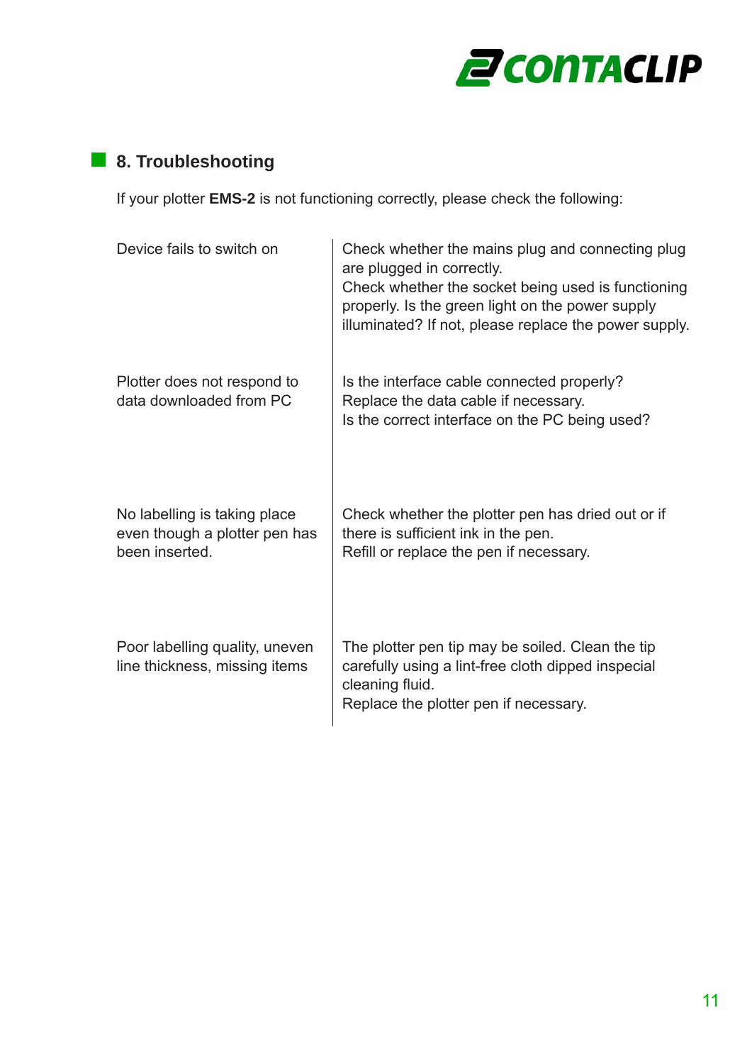## 8. Troubleshooting

If your plotter **EMS-2** is not functioning correctly, please check the following:

| | |
|---|---|
| Device fails to switch on | Check whether the mains plug and connecting plug are plugged in correctly. Check whether the socket being used is functioning properly. Is the green light on the power supply illuminated? If not, please replace the power supply. |
| Plotter does not respond to data downloaded from PC | Is the interface cable connected properly? Replace the data cable if necessary. Is the correct interface on the PC being used? |
| No labelling is taking place even though a plotter pen has been inserted. | Check whether the plotter pen has dried out or if there is sufficient ink in the pen. Refill or replace the pen if necessary. |
| Poor labelling quality, uneven line thickness, missing items | The plotter pen tip may be soiled. Clean the tip carefully using a lint-free cloth dipped inspecial cleaning fluid. Replace the plotter pen if necessary. |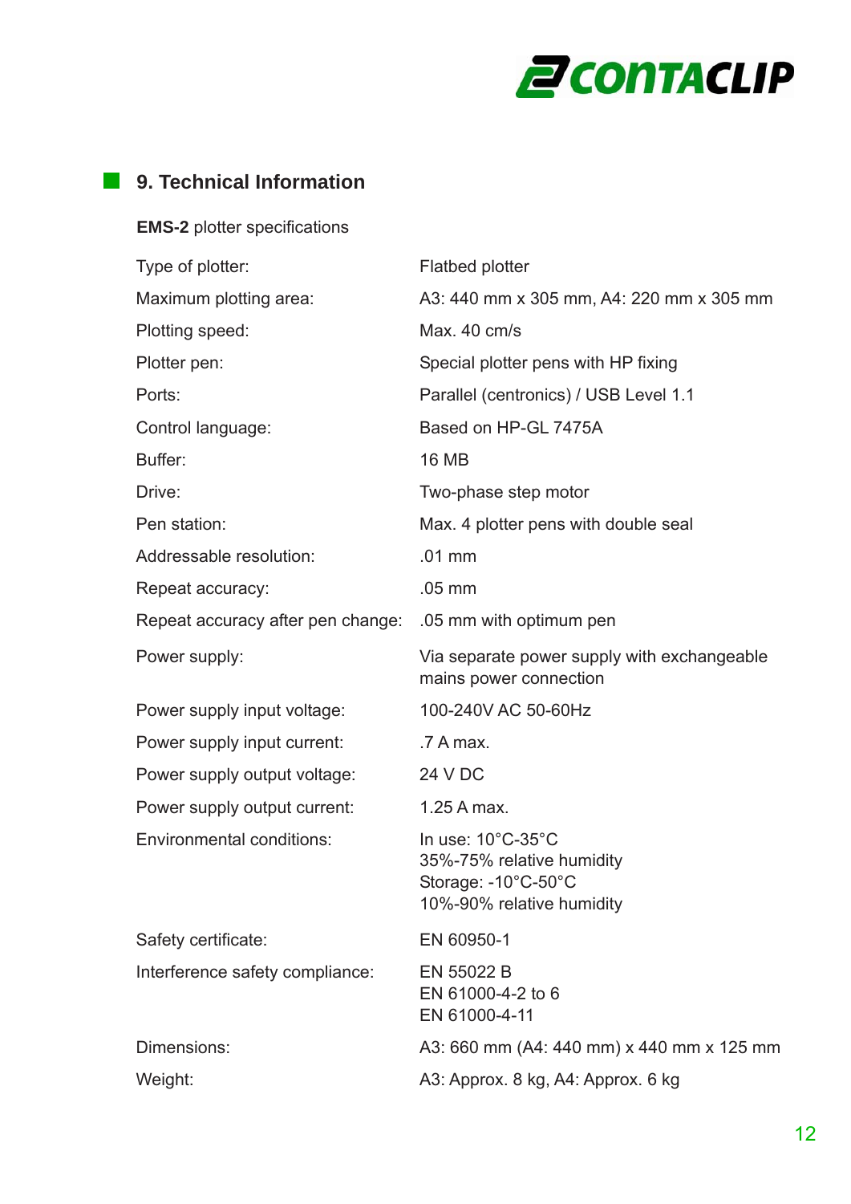## 9. Technical Information

**EMS-2** plotter specifications

| | |
|---|---|
| Type of plotter: | Flatbed plotter |
| Maximum plotting area: | A3: 440 mm x 305 mm, A4: 220 mm x 305 mm |
| Plotting speed: | Max. 40 cm/s |
| Plotter pen: | Special plotter pens with HP fixing |
| Ports: | Parallel (centronics) / USB Level 1.1 |
| Control language: | Based on HP-GL 7475A |
| Buffer: | 16 MB |
| Drive: | Two-phase step motor |
| Pen station: | Max. 4 plotter pens with double seal |
| Addressable resolution: | .01 mm |
| Repeat accuracy: | .05 mm |
| Repeat accuracy after pen change: | .05 mm with optimum pen |
| Power supply: | Via separate power supply with exchangeable mains power connection |
| Power supply input voltage: | 100-240V AC 50-60Hz |
| Power supply input current: | .7 A max. |
| Power supply output voltage: | 24 V DC |
| Power supply output current: | 1.25 A max. |
| Environmental conditions: | In use: 10°C-35°C<br>35%-75% relative humidity<br>Storage: -10°C-50°C<br>10%-90% relative humidity |
| Safety certificate: | EN 60950-1 |
| Interference safety compliance: | EN 55022 B<br>EN 61000-4-2 to 6<br>EN 61000-4-11 |
| Dimensions: | A3: 660 mm (A4: 440 mm) x 440 mm x 125 mm |
| Weight: | A3: Approx. 8 kg, A4: Approx. 6 kg |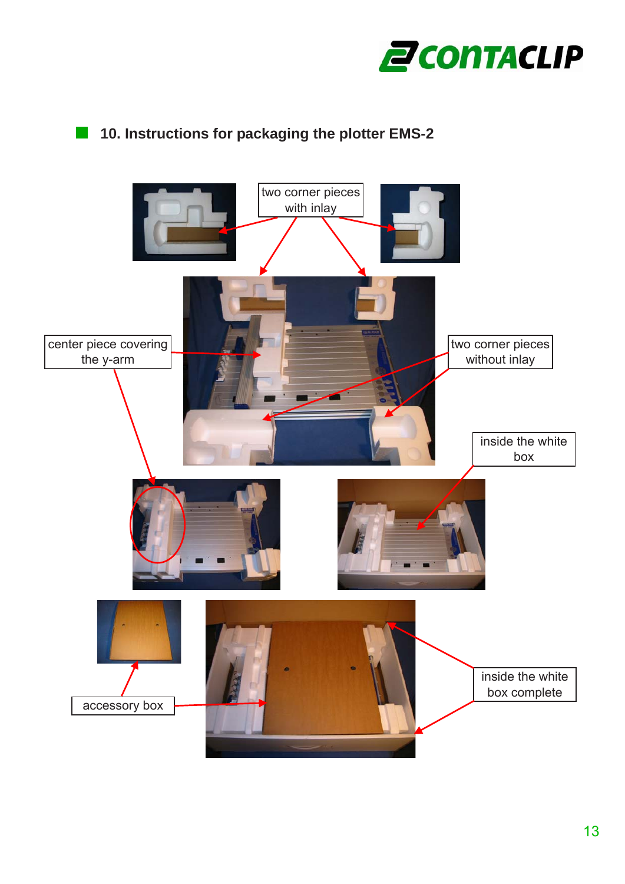## 10. Instructions for packaging the plotter EMS-2

two corner pieces with inlay

center piece covering the y-arm

two corner pieces without inlay

inside the white box

accessory box

inside the white box complete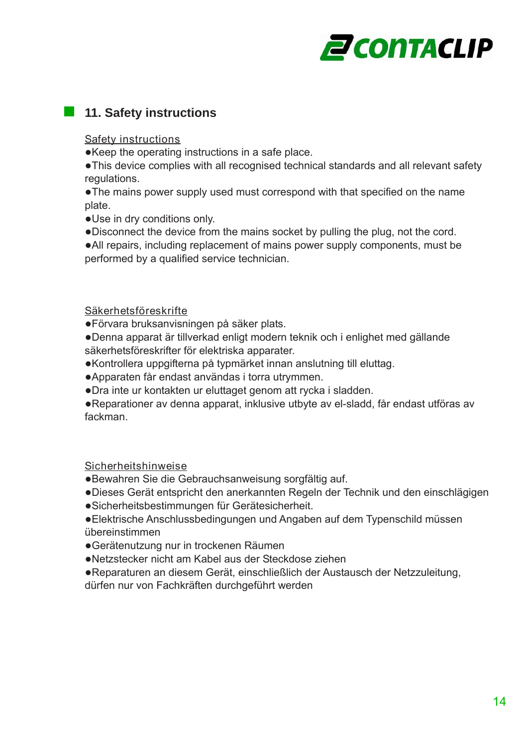## 11. Safety instructions

<u>Safety instructions</u>

- ●Keep the operating instructions in a safe place.
- ●This device complies with all recognised technical standards and all relevant safety regulations.
- ●The mains power supply used must correspond with that specified on the name plate.
- ●Use in dry conditions only.
- ●Disconnect the device from the mains socket by pulling the plug, not the cord.
- ●All repairs, including replacement of mains power supply components, must be performed by a qualified service technician.

<u>Säkerhetsföreskrifte</u>

- ●Förvara bruksanvisningen på säker plats.
- ●Denna apparat är tillverkad enligt modern teknik och i enlighet med gällande säkerhetsföreskrifter för elektriska apparater.
- ●Kontrollera uppgifterna på typmärket innan anslutning till eluttag.
- ●Apparaten får endast användas i torra utrymmen.
- ●Dra inte ur kontakten ur eluttaget genom att rycka i sladden.
- ●Reparationer av denna apparat, inklusive utbyte av el-sladd, får endast utföras av fackman.

<u>Sicherheitshinweise</u>

- ●Bewahren Sie die Gebrauchsanweisung sorgfältig auf.
- ●Dieses Gerät entspricht den anerkannten Regeln der Technik und den einschlägigen
- ●Sicherheitsbestimmungen für Gerätesicherheit.
- ●Elektrische Anschlussbedingungen und Angaben auf dem Typenschild müssen übereinstimmen
- ●Gerätenutzung nur in trockenen Räumen
- ●Netzstecker nicht am Kabel aus der Steckdose ziehen
- ●Reparaturen an diesem Gerät, einschließlich der Austausch der Netzzuleitung, dürfen nur von Fachkräften durchgeführt werden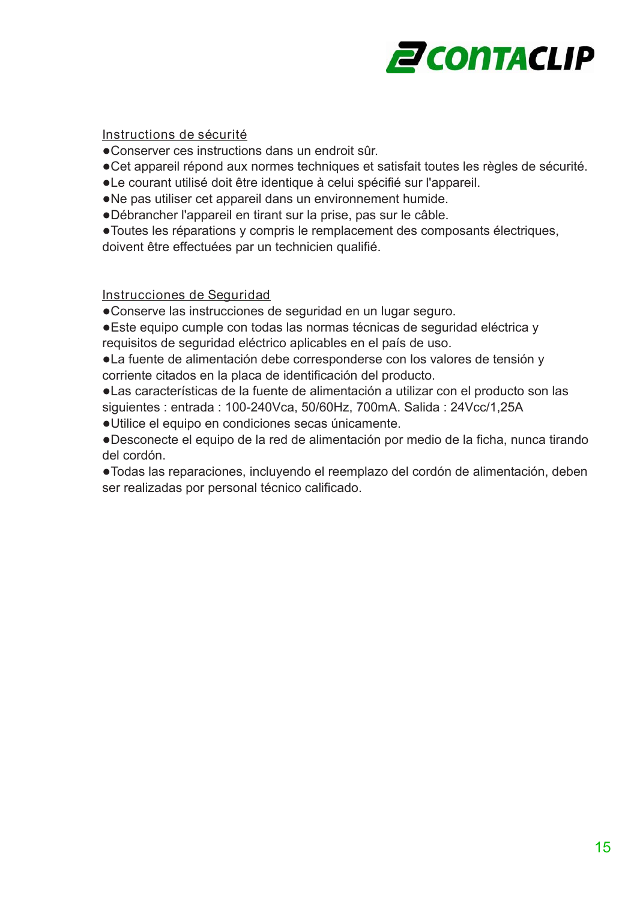## Instructions de sécurité

●Conserver ces instructions dans un endroit sûr.
●Cet appareil répond aux normes techniques et satisfait toutes les règles de sécurité.
●Le courant utilisé doit être identique à celui spécifié sur l'appareil.
●Ne pas utiliser cet appareil dans un environnement humide.
●Débrancher l'appareil en tirant sur la prise, pas sur le câble.
●Toutes les réparations y compris le remplacement des composants électriques, doivent être effectuées par un technicien qualifié.

## Instrucciones de Seguridad

●Conserve las instrucciones de seguridad en un lugar seguro.
●Este equipo cumple con todas las normas técnicas de seguridad eléctrica y requisitos de seguridad eléctrico aplicables en el país de uso.
●La fuente de alimentación debe corresponderse con los valores de tensión y corriente citados en la placa de identificación del producto.
●Las características de la fuente de alimentación a utilizar con el producto son las siguientes : entrada : 100-240Vca, 50/60Hz, 700mA. Salida : 24Vcc/1,25A
●Utilice el equipo en condiciones secas únicamente.
●Desconecte el equipo de la red de alimentación por medio de la ficha, nunca tirando del cordón.
●Todas las reparaciones, incluyendo el reemplazo del cordón de alimentación, deben ser realizadas por personal técnico calificado.